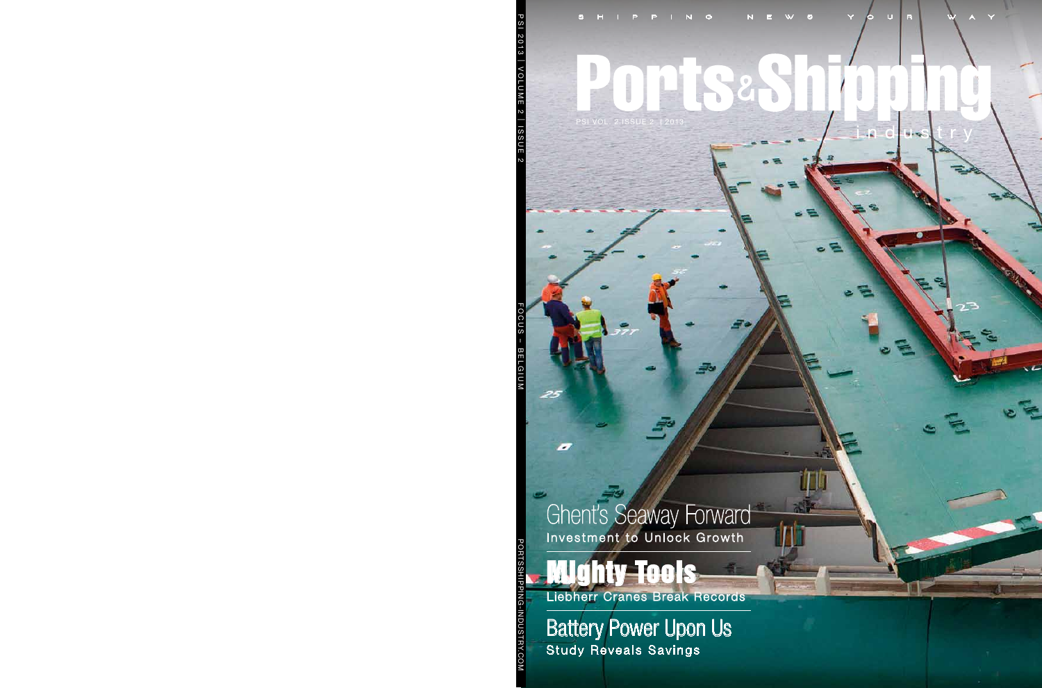SHIPPING NEWS YOUR WAY

# Ports & Shipping industry

PSI VOL. 2 ISSUE 2 | 2013

PSI 2013 | VOLUME 2 | ISSUE 2

FOCUS – BELGIUM

PORTSSHIPPING-INDUSTRY.COM

## Ghent's Seaway Forward

Investment to Unlock Growth

## Mighty Tools

Liebherr Cranes Break Records

## Battery Power Upon Us

Study Reveals Savings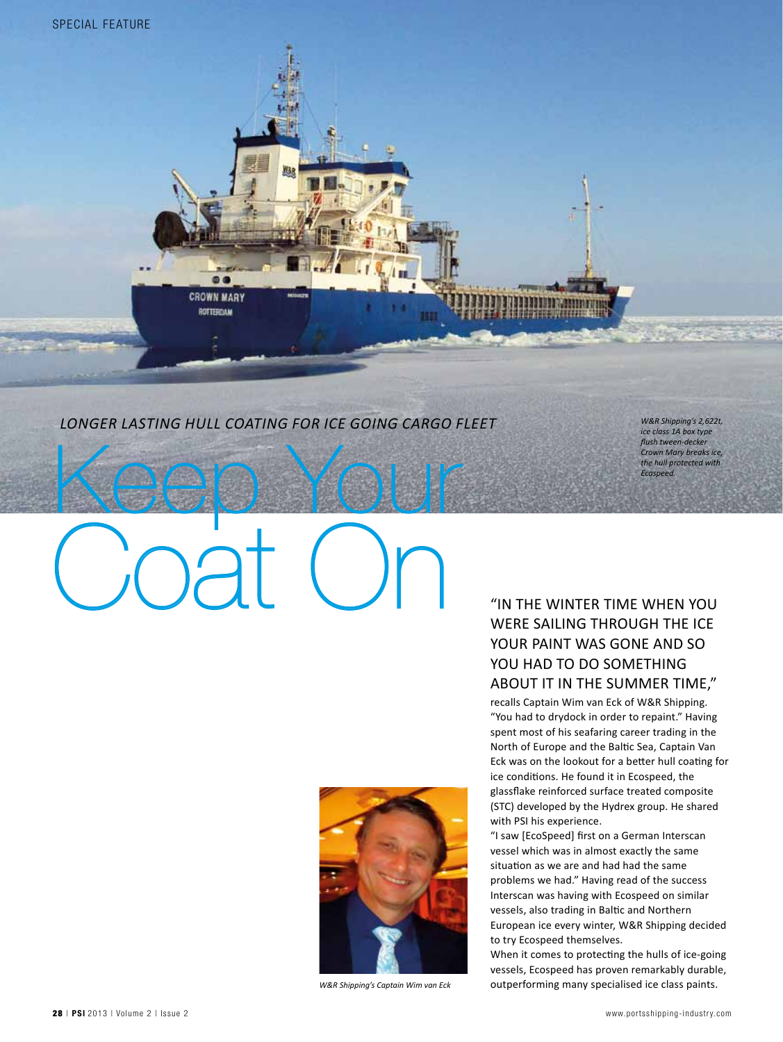SPECIAL FEATURE

*LONGER LASTING HULL COATING FOR ICE GOING CARGO FLEET*

# Keep Your Coat On

*W&R Shipping's 2,622t, ice class 1A box type flush tween-decker Crown Mary breaks ice, the hull protected with Ecospeed.*

*W&R Shipping's Captain Wim van Eck*

"IN THE WINTER TIME WHEN YOU WERE SAILING THROUGH THE ICE YOUR PAINT WAS GONE AND SO YOU HAD TO DO SOMETHING ABOUT IT IN THE SUMMER TIME," recalls Captain Wim van Eck of W&R Shipping. "You had to drydock in order to repaint." Having spent most of his seafaring career trading in the North of Europe and the Baltic Sea, Captain Van Eck was on the lookout for a better hull coating for ice conditions. He found it in Ecospeed, the glassflake reinforced surface treated composite (STC) developed by the Hydrex group. He shared with PSI his experience.

"I saw [EcoSpeed] first on a German Interscan vessel which was in almost exactly the same situation as we are and had had the same problems we had." Having read of the success Interscan was having with Ecospeed on similar vessels, also trading in Baltic and Northern European ice every winter, W&R Shipping decided to try Ecospeed themselves.

When it comes to protecting the hulls of ice-going vessels, Ecospeed has proven remarkably durable, outperforming many specialised ice class paints.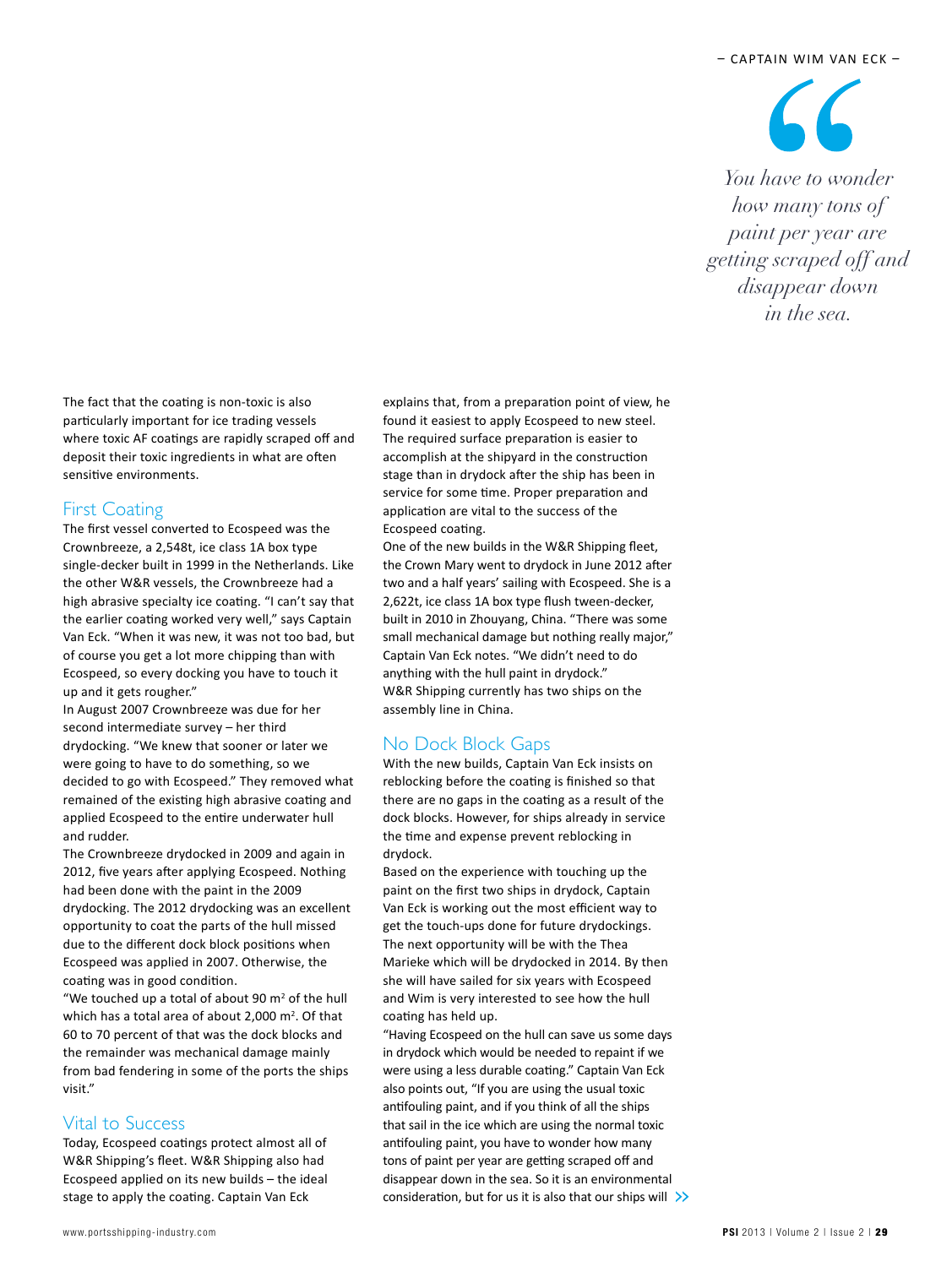– CAPTAIN WIM VAN ECK –

> *You have to wonder how many tons of paint per year are getting scraped off and disappear down in the sea.*

The fact that the coating is non-toxic is also particularly important for ice trading vessels where toxic AF coatings are rapidly scraped off and deposit their toxic ingredients in what are often sensitive environments.

## First Coating

The first vessel converted to Ecospeed was the Crownbreeze, a 2,548t, ice class 1A box type single-decker built in 1999 in the Netherlands. Like the other W&R vessels, the Crownbreeze had a high abrasive specialty ice coating. "I can't say that the earlier coating worked very well," says Captain Van Eck. "When it was new, it was not too bad, but of course you get a lot more chipping than with Ecospeed, so every docking you have to touch it up and it gets rougher."

In August 2007 Crownbreeze was due for her second intermediate survey – her third drydocking. "We knew that sooner or later we were going to have to do something, so we decided to go with Ecospeed." They removed what remained of the existing high abrasive coating and applied Ecospeed to the entire underwater hull and rudder.

The Crownbreeze drydocked in 2009 and again in 2012, five years after applying Ecospeed. Nothing had been done with the paint in the 2009 drydocking. The 2012 drydocking was an excellent opportunity to coat the parts of the hull missed due to the different dock block positions when Ecospeed was applied in 2007. Otherwise, the coating was in good condition.

"We touched up a total of about 90 m² of the hull which has a total area of about 2,000 m². Of that 60 to 70 percent of that was the dock blocks and the remainder was mechanical damage mainly from bad fendering in some of the ports the ships visit."

## Vital to Success

Today, Ecospeed coatings protect almost all of W&R Shipping's fleet. W&R Shipping also had Ecospeed applied on its new builds – the ideal stage to apply the coating. Captain Van Eck explains that, from a preparation point of view, he found it easiest to apply Ecospeed to new steel. The required surface preparation is easier to accomplish at the shipyard in the construction stage than in drydock after the ship has been in service for some time. Proper preparation and application are vital to the success of the Ecospeed coating.

One of the new builds in the W&R Shipping fleet, the Crown Mary went to drydock in June 2012 after two and a half years' sailing with Ecospeed. She is a 2,622t, ice class 1A box type flush tween-decker, built in 2010 in Zhouyang, China. "There was some small mechanical damage but nothing really major," Captain Van Eck notes. "We didn't need to do anything with the hull paint in drydock."

W&R Shipping currently has two ships on the assembly line in China.

## No Dock Block Gaps

With the new builds, Captain Van Eck insists on reblocking before the coating is finished so that there are no gaps in the coating as a result of the dock blocks. However, for ships already in service the time and expense prevent reblocking in drydock.

Based on the experience with touching up the paint on the first two ships in drydock, Captain Van Eck is working out the most efficient way to get the touch-ups done for future drydockings. The next opportunity will be with the Thea Marieke which will be drydocked in 2014. By then she will have sailed for six years with Ecospeed and Wim is very interested to see how the hull coating has held up.

"Having Ecospeed on the hull can save us some days in drydock which would be needed to repaint if we were using a less durable coating." Captain Van Eck also points out, "If you are using the usual toxic antifouling paint, and if you think of all the ships that sail in the ice which are using the normal toxic antifouling paint, you have to wonder how many tons of paint per year are getting scraped off and disappear down in the sea. So it is an environmental consideration, but for us it is also that our ships will »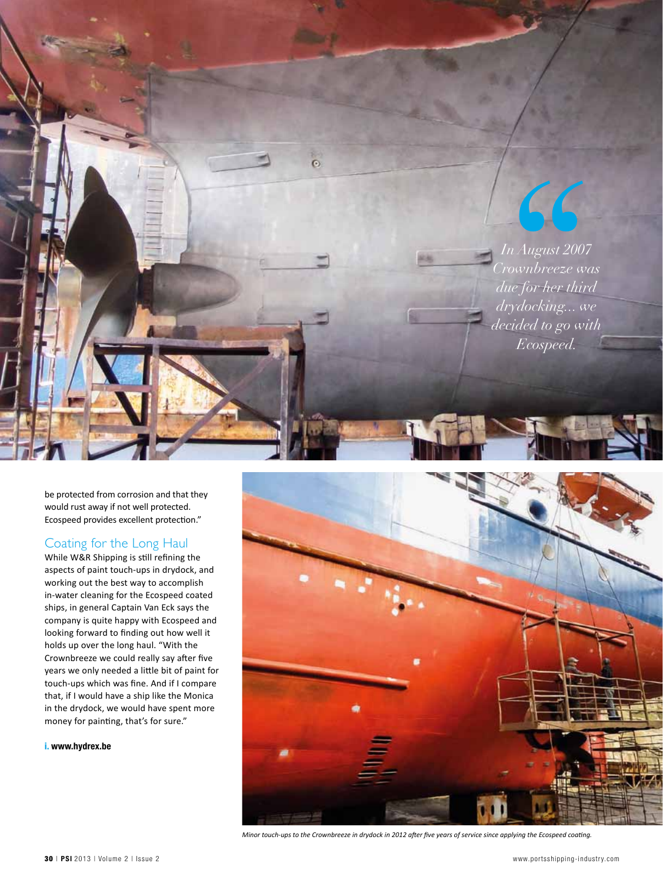> *In August 2007 Crownbreeze was due for her third drydocking... we decided to go with Ecospeed.*

be protected from corrosion and that they would rust away if not well protected. Ecospeed provides excellent protection."

## Coating for the Long Haul

While W&R Shipping is still refining the aspects of paint touch-ups in drydock, and working out the best way to accomplish in-water cleaning for the Ecospeed coated ships, in general Captain Van Eck says the company is quite happy with Ecospeed and looking forward to finding out how well it holds up over the long haul. "With the Crownbreeze we could really say after five years we only needed a little bit of paint for touch-ups which was fine. And if I compare that, if I would have a ship like the Monica in the drydock, we would have spent more money for painting, that's for sure."

**i. www.hydrex.be**

*Minor touch-ups to the Crownbreeze in drydock in 2012 after five years of service since applying the Ecospeed coating.*